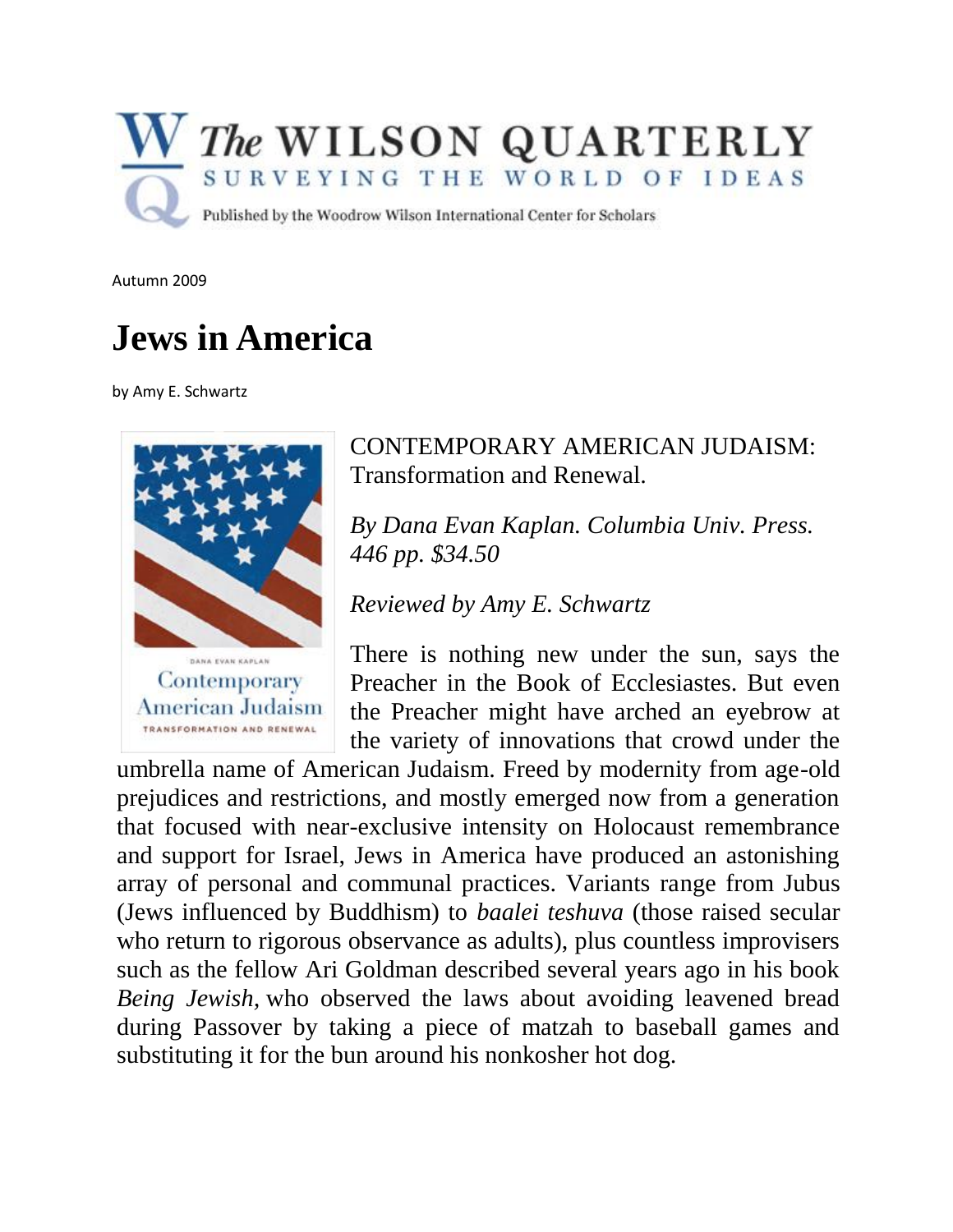# The WILSON QUARTERLY

SURVEYING THE WORLD OF IDEAS

Published by the Woodrow Wilson International Center for Scholars

Autumn 2009

# Jews in America

by Amy E. Schwartz

CONTEMPORARY AMERICAN JUDAISM: Transformation and Renewal.

*By Dana Evan Kaplan. Columbia Univ. Press. 446 pp. $34.50*

*Reviewed by Amy E. Schwartz*

There is nothing new under the sun, says the Preacher in the Book of Ecclesiastes. But even the Preacher might have arched an eyebrow at the variety of innovations that crowd under the umbrella name of American Judaism. Freed by modernity from age-old prejudices and restrictions, and mostly emerged now from a generation that focused with near-exclusive intensity on Holocaust remembrance and support for Israel, Jews in America have produced an astonishing array of personal and communal practices. Variants range from Jubus (Jews influenced by Buddhism) to *baalei teshuva* (those raised secular who return to rigorous observance as adults), plus countless improvisers such as the fellow Ari Goldman described several years ago in his book *Being Jewish,* who observed the laws about avoiding leavened bread during Passover by taking a piece of matzah to baseball games and substituting it for the bun around his nonkosher hot dog.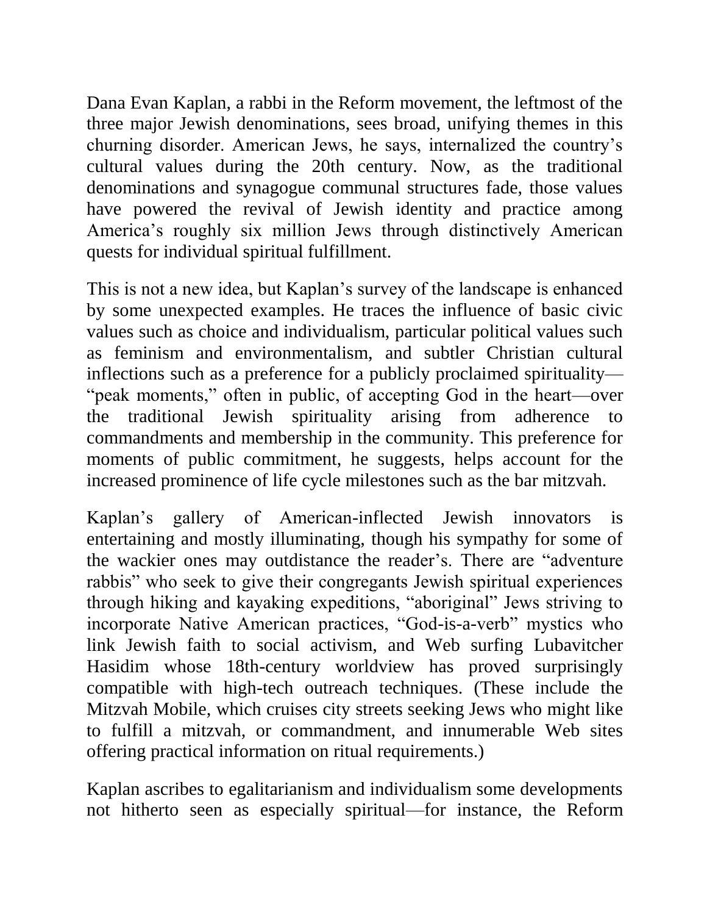Dana Evan Kaplan, a rabbi in the Reform movement, the leftmost of the three major Jewish denominations, sees broad, unifying themes in this churning disorder. American Jews, he says, internalized the country's cultural values during the 20th century. Now, as the traditional denominations and synagogue communal structures fade, those values have powered the revival of Jewish identity and practice among America's roughly six million Jews through distinctively American quests for individual spiritual fulfillment.

This is not a new idea, but Kaplan's survey of the landscape is enhanced by some unexpected examples. He traces the influence of basic civic values such as choice and individualism, particular political values such as feminism and environmentalism, and subtler Christian cultural inflections such as a preference for a publicly proclaimed spirituality—"peak moments," often in public, of accepting God in the heart—over the traditional Jewish spirituality arising from adherence to commandments and membership in the community. This preference for moments of public commitment, he suggests, helps account for the increased prominence of life cycle milestones such as the bar mitzvah.

Kaplan's gallery of American-inflected Jewish innovators is entertaining and mostly illuminating, though his sympathy for some of the wackier ones may outdistance the reader's. There are "adventure rabbis" who seek to give their congregants Jewish spiritual experiences through hiking and kayaking expeditions, "aboriginal" Jews striving to incorporate Native American practices, "God-is-a-verb" mystics who link Jewish faith to social activism, and Web surfing Lubavitcher Hasidim whose 18th-century worldview has proved surprisingly compatible with high-tech outreach techniques. (These include the Mitzvah Mobile, which cruises city streets seeking Jews who might like to fulfill a mitzvah, or commandment, and innumerable Web sites offering practical information on ritual requirements.)

Kaplan ascribes to egalitarianism and individualism some developments not hitherto seen as especially spiritual—for instance, the Reform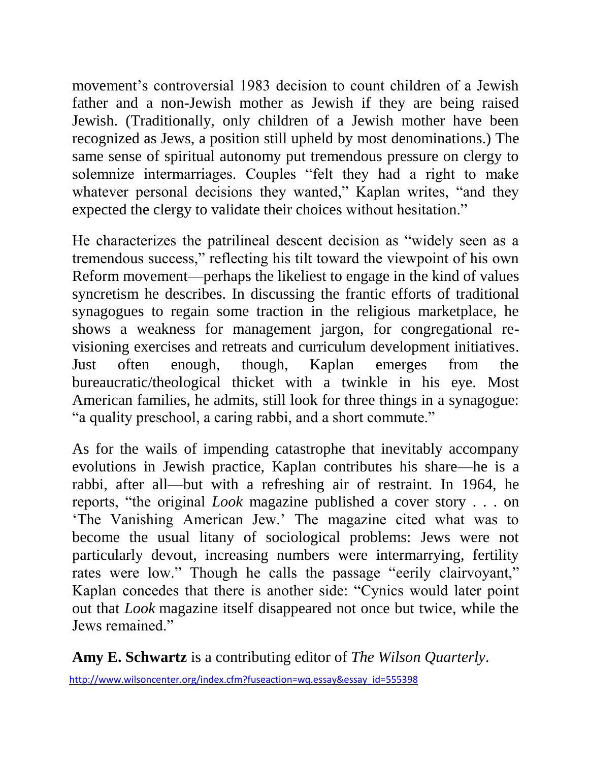movement's controversial 1983 decision to count children of a Jewish father and a non-Jewish mother as Jewish if they are being raised Jewish. (Traditionally, only children of a Jewish mother have been recognized as Jews, a position still upheld by most denominations.) The same sense of spiritual autonomy put tremendous pressure on clergy to solemnize intermarriages. Couples "felt they had a right to make whatever personal decisions they wanted," Kaplan writes, "and they expected the clergy to validate their choices without hesitation."

He characterizes the patrilineal descent decision as "widely seen as a tremendous success," reflecting his tilt toward the viewpoint of his own Reform movement—perhaps the likeliest to engage in the kind of values syncretism he describes. In discussing the frantic efforts of traditional synagogues to regain some traction in the religious marketplace, he shows a weakness for management jargon, for congregational re-visioning exercises and retreats and curriculum development initiatives. Just often enough, though, Kaplan emerges from the bureaucratic/theological thicket with a twinkle in his eye. Most American families, he admits, still look for three things in a synagogue: "a quality preschool, a caring rabbi, and a short commute."

As for the wails of impending catastrophe that inevitably accompany evolutions in Jewish practice, Kaplan contributes his share—he is a rabbi, after all—but with a refreshing air of restraint. In 1964, he reports, "the original *Look* magazine published a cover story . . . on 'The Vanishing American Jew.' The magazine cited what was to become the usual litany of sociological problems: Jews were not particularly devout, increasing numbers were intermarrying, fertility rates were low." Though he calls the passage "eerily clairvoyant," Kaplan concedes that there is another side: "Cynics would later point out that *Look* magazine itself disappeared not once but twice, while the Jews remained."

**Amy E. Schwartz** is a contributing editor of *The Wilson Quarterly*.

http://www.wilsoncenter.org/index.cfm?fuseaction=wq.essay&essay_id=555398